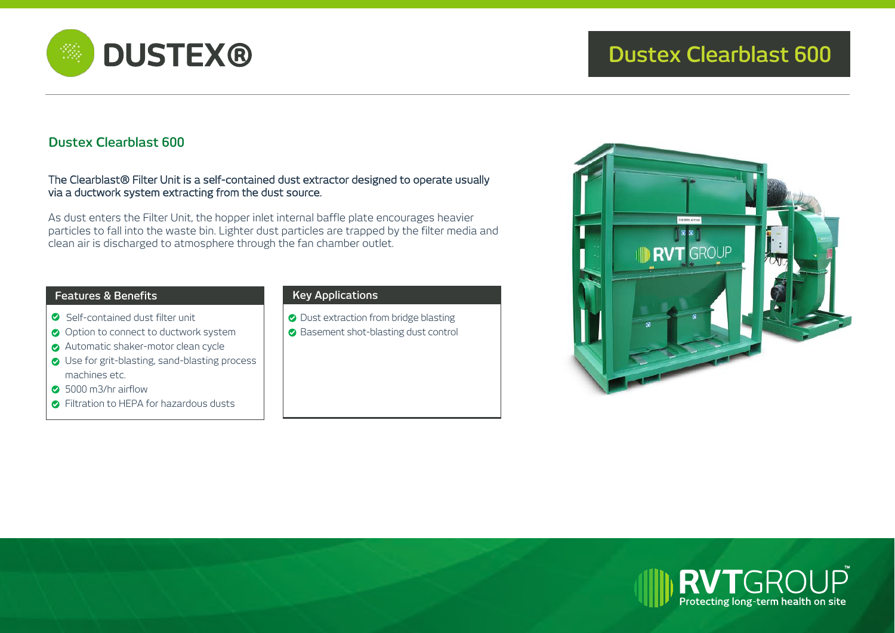# Dustex Clearblast 600

## Dustex Clearblast 600

The Clearblast® Filter Unit is a self-contained dust extractor designed to operate usually via a ductwork system extracting from the dust source.

As dust enters the Filter Unit, the hopper inlet internal baffle plate encourages heavier particles to fall into the waste bin. Lighter dust particles are trapped by the filter media and clean air is discharged to atmosphere through the fan chamber outlet.

### Features & Benefits

- Self-contained dust filter unit
- Option to connect to ductwork system
- Automatic shaker-motor clean cycle
- Use for grit-blasting, sand-blasting process machines etc.
- 5000 m3/hr airflow
- Filtration to HEPA for hazardous dusts

### Key Applications

- Dust extraction from bridge blasting
- Basement shot-blasting dust control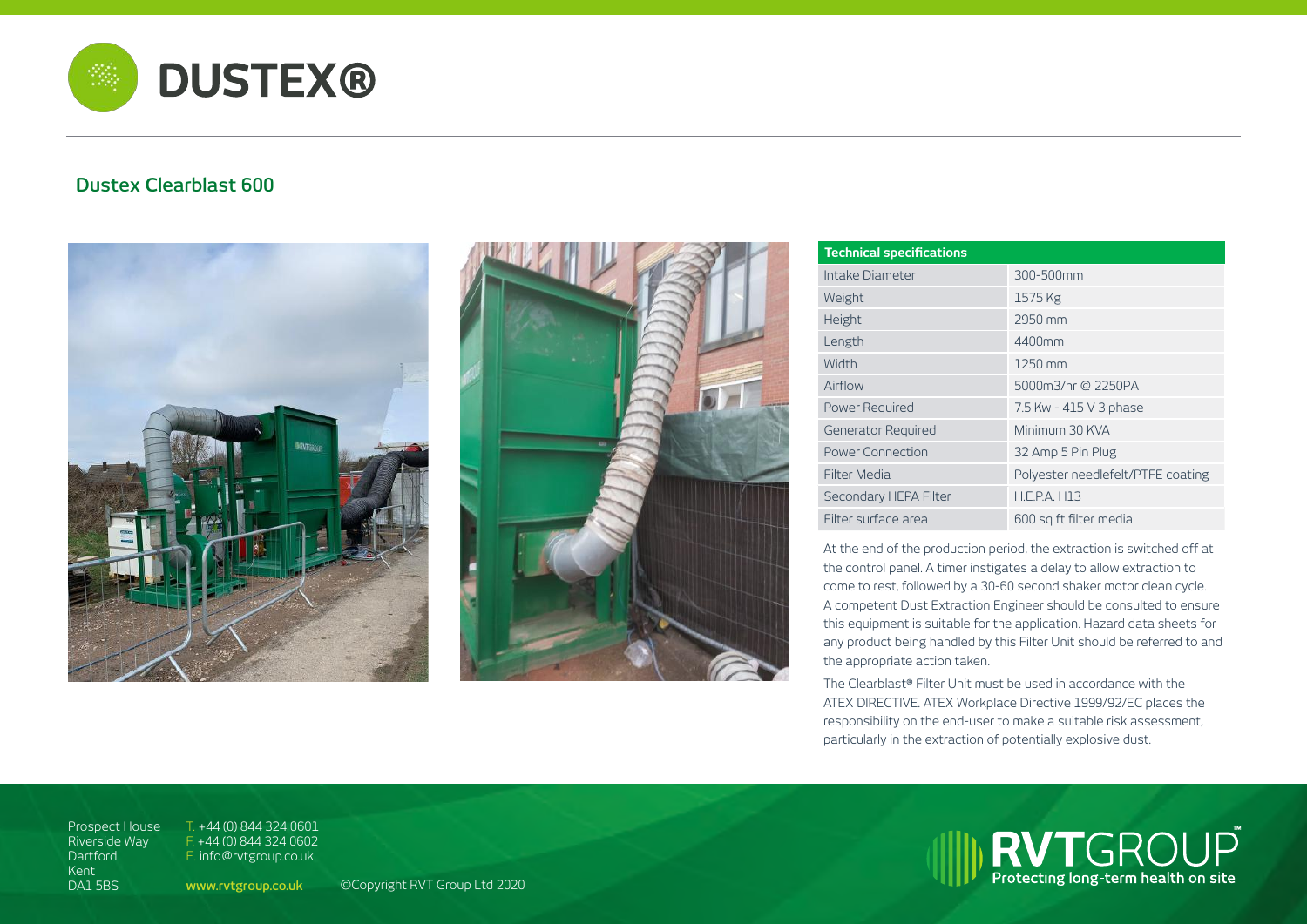# DUSTEX®

## Dustex Clearblast 600

| Technical specifications | |
| --- | --- |
| Intake Diameter | 300-500mm |
| Weight | 1575 Kg |
| Height | 2950 mm |
| Length | 4400mm |
| Width | 1250 mm |
| Airflow | 5000m3/hr @ 2250PA |
| Power Required | 7.5 Kw - 415 V 3 phase |
| Generator Required | Minimum 30 KVA |
| Power Connection | 32 Amp 5 Pin Plug |
| Filter Media | Polyester needlefelt/PTFE coating |
| Secondary HEPA Filter | H.E.P.A. H13 |
| Filter surface area | 600 sq ft filter media |

At the end of the production period, the extraction is switched off at the control panel. A timer instigates a delay to allow extraction to come to rest, followed by a 30-60 second shaker motor clean cycle. A competent Dust Extraction Engineer should be consulted to ensure this equipment is suitable for the application. Hazard data sheets for any product being handled by this Filter Unit should be referred to and the appropriate action taken.

The Clearblast® Filter Unit must be used in accordance with the ATEX DIRECTIVE. ATEX Workplace Directive 1999/92/EC places the responsibility on the end-user to make a suitable risk assessment, particularly in the extraction of potentially explosive dust.

Prospect House
Riverside Way
Dartford
Kent
DA1 5BS

T. +44 (0) 844 324 0601
F. +44 (0) 844 324 0602
E. info@rvtgroup.co.uk

www.rvtgroup.co.uk

©Copyright RVT Group Ltd 2020

RVTGROUP™
Protecting long-term health on site